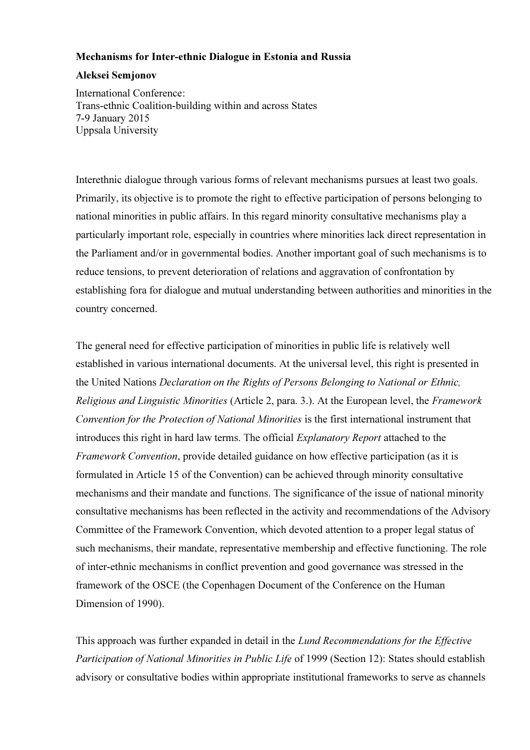**Mechanisms for Inter-ethnic Dialogue in Estonia and Russia**

**Aleksei Semjonov**

International Conference:
Trans-ethnic Coalition-building within and across States
7-9 January 2015
Uppsala University

Interethnic dialogue through various forms of relevant mechanisms pursues at least two goals. Primarily, its objective is to promote the right to effective participation of persons belonging to national minorities in public affairs. In this regard minority consultative mechanisms play a particularly important role, especially in countries where minorities lack direct representation in the Parliament and/or in governmental bodies. Another important goal of such mechanisms is to reduce tensions, to prevent deterioration of relations and aggravation of confrontation by establishing fora for dialogue and mutual understanding between authorities and minorities in the country concerned.

The general need for effective participation of minorities in public life is relatively well established in various international documents. At the universal level, this right is presented in the United Nations *Declaration on the Rights of Persons Belonging to National or Ethnic, Religious and Linguistic Minorities* (Article 2, para. 3.). At the European level, the *Framework Convention for the Protection of National Minorities* is the first international instrument that introduces this right in hard law terms. The official *Explanatory Report* attached to the *Framework Convention*, provide detailed guidance on how effective participation (as it is formulated in Article 15 of the Convention) can be achieved through minority consultative mechanisms and their mandate and functions. The significance of the issue of national minority consultative mechanisms has been reflected in the activity and recommendations of the Advisory Committee of the Framework Convention, which devoted attention to a proper legal status of such mechanisms, their mandate, representative membership and effective functioning. The role of inter-ethnic mechanisms in conflict prevention and good governance was stressed in the framework of the OSCE (the Copenhagen Document of the Conference on the Human Dimension of 1990).

This approach was further expanded in detail in the *Lund Recommendations for the Effective Participation of National Minorities in Public Life* of 1999 (Section 12): States should establish advisory or consultative bodies within appropriate institutional frameworks to serve as channels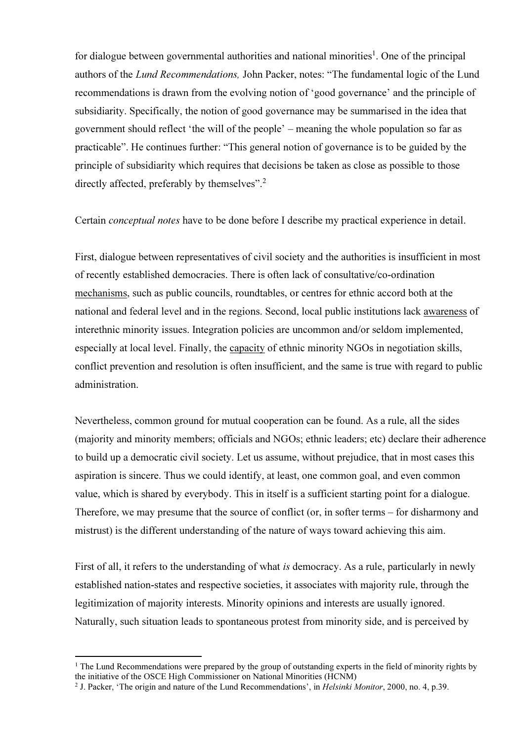for dialogue between governmental authorities and national minorities[1]. One of the principal authors of the *Lund Recommendations,* John Packer, notes: "The fundamental logic of the Lund recommendations is drawn from the evolving notion of 'good governance' and the principle of subsidiarity. Specifically, the notion of good governance may be summarised in the idea that government should reflect 'the will of the people' – meaning the whole population so far as practicable". He continues further: "This general notion of governance is to be guided by the principle of subsidiarity which requires that decisions be taken as close as possible to those directly affected, preferably by themselves".[2]

Certain *conceptual notes* have to be done before I describe my practical experience in detail.

First, dialogue between representatives of civil society and the authorities is insufficient in most of recently established democracies. There is often lack of consultative/co-ordination <u>mechanisms</u>, such as public councils, roundtables, or centres for ethnic accord both at the national and federal level and in the regions. Second, local public institutions lack <u>awareness</u> of interethnic minority issues. Integration policies are uncommon and/or seldom implemented, especially at local level. Finally, the <u>capacity</u> of ethnic minority NGOs in negotiation skills, conflict prevention and resolution is often insufficient, and the same is true with regard to public administration.

Nevertheless, common ground for mutual cooperation can be found. As a rule, all the sides (majority and minority members; officials and NGOs; ethnic leaders; etc) declare their adherence to build up a democratic civil society. Let us assume, without prejudice, that in most cases this aspiration is sincere. Thus we could identify, at least, one common goal, and even common value, which is shared by everybody. This in itself is a sufficient starting point for a dialogue. Therefore, we may presume that the source of conflict (or, in softer terms – for disharmony and mistrust) is the different understanding of the nature of ways toward achieving this aim.

First of all, it refers to the understanding of what *is* democracy. As a rule, particularly in newly established nation-states and respective societies, it associates with majority rule, through the legitimization of majority interests. Minority opinions and interests are usually ignored. Naturally, such situation leads to spontaneous protest from minority side, and is perceived by

---

[1] The Lund Recommendations were prepared by the group of outstanding experts in the field of minority rights by the initiative of the OSCE High Commissioner on National Minorities (HCNM)

[2] J. Packer, 'The origin and nature of the Lund Recommendations', in *Helsinki Monitor*, 2000, no. 4, p.39.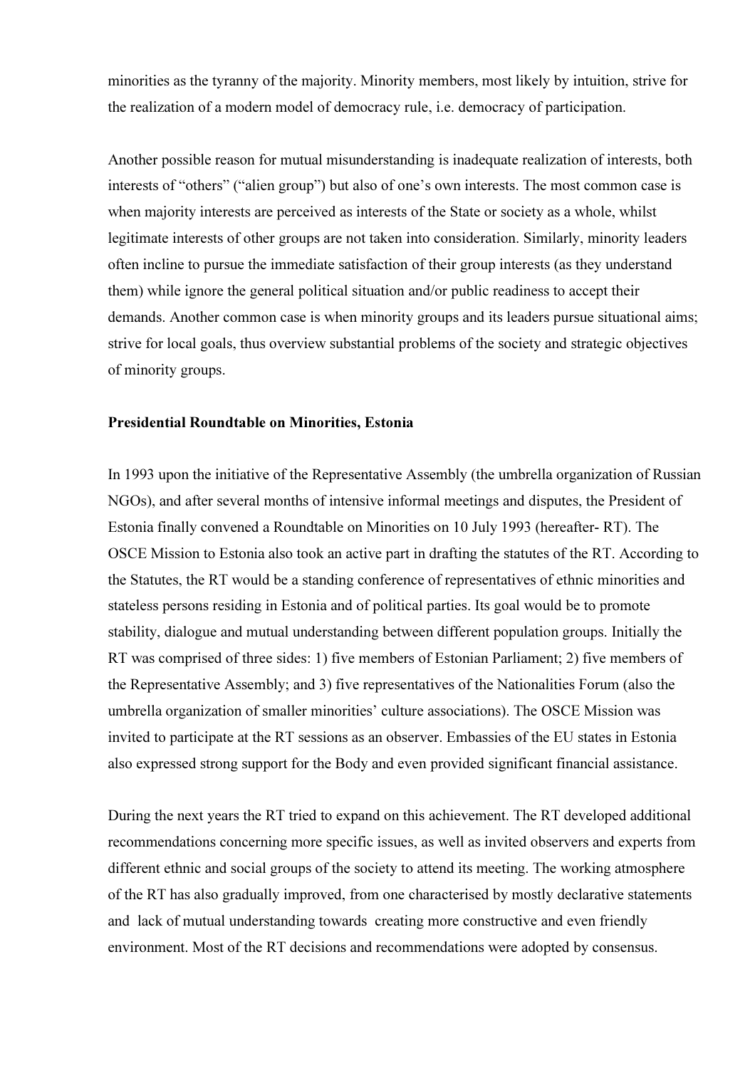minorities as the tyranny of the majority. Minority members, most likely by intuition, strive for the realization of a modern model of democracy rule, i.e. democracy of participation.

Another possible reason for mutual misunderstanding is inadequate realization of interests, both interests of "others" ("alien group") but also of one's own interests. The most common case is when majority interests are perceived as interests of the State or society as a whole, whilst legitimate interests of other groups are not taken into consideration. Similarly, minority leaders often incline to pursue the immediate satisfaction of their group interests (as they understand them) while ignore the general political situation and/or public readiness to accept their demands. Another common case is when minority groups and its leaders pursue situational aims; strive for local goals, thus overview substantial problems of the society and strategic objectives of minority groups.

**Presidential Roundtable on Minorities, Estonia**

In 1993 upon the initiative of the Representative Assembly (the umbrella organization of Russian NGOs), and after several months of intensive informal meetings and disputes, the President of Estonia finally convened a Roundtable on Minorities on 10 July 1993 (hereafter- RT). The OSCE Mission to Estonia also took an active part in drafting the statutes of the RT. According to the Statutes, the RT would be a standing conference of representatives of ethnic minorities and stateless persons residing in Estonia and of political parties. Its goal would be to promote stability, dialogue and mutual understanding between different population groups. Initially the RT was comprised of three sides: 1) five members of Estonian Parliament; 2) five members of the Representative Assembly; and 3) five representatives of the Nationalities Forum (also the umbrella organization of smaller minorities' culture associations). The OSCE Mission was invited to participate at the RT sessions as an observer. Embassies of the EU states in Estonia also expressed strong support for the Body and even provided significant financial assistance.

During the next years the RT tried to expand on this achievement. The RT developed additional recommendations concerning more specific issues, as well as invited observers and experts from different ethnic and social groups of the society to attend its meeting. The working atmosphere of the RT has also gradually improved, from one characterised by mostly declarative statements and lack of mutual understanding towards creating more constructive and even friendly environment. Most of the RT decisions and recommendations were adopted by consensus.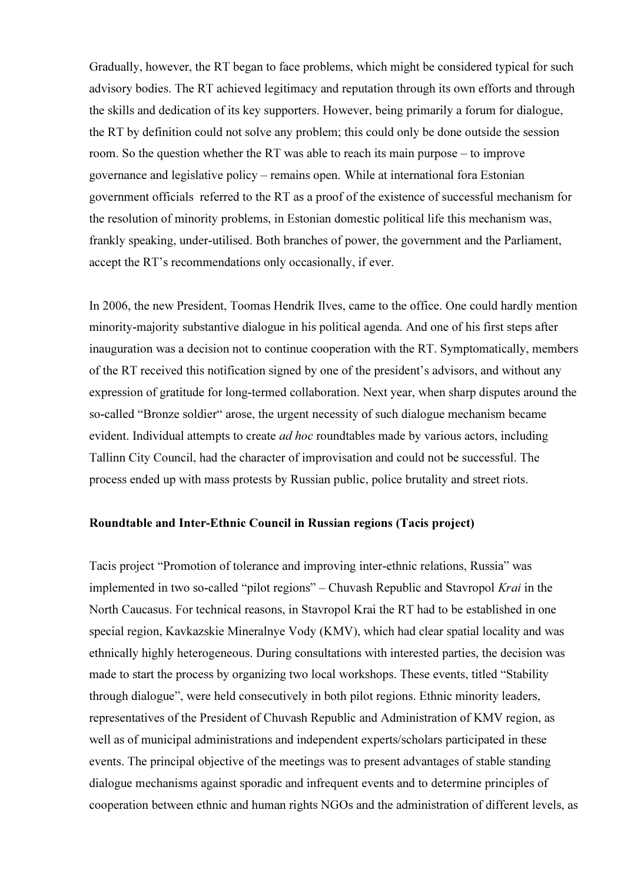Gradually, however, the RT began to face problems, which might be considered typical for such advisory bodies. The RT achieved legitimacy and reputation through its own efforts and through the skills and dedication of its key supporters. However, being primarily a forum for dialogue, the RT by definition could not solve any problem; this could only be done outside the session room. So the question whether the RT was able to reach its main purpose – to improve governance and legislative policy – remains open. While at international fora Estonian government officials referred to the RT as a proof of the existence of successful mechanism for the resolution of minority problems, in Estonian domestic political life this mechanism was, frankly speaking, under-utilised. Both branches of power, the government and the Parliament, accept the RT's recommendations only occasionally, if ever.

In 2006, the new President, Toomas Hendrik Ilves, came to the office. One could hardly mention minority-majority substantive dialogue in his political agenda. And one of his first steps after inauguration was a decision not to continue cooperation with the RT. Symptomatically, members of the RT received this notification signed by one of the president's advisors, and without any expression of gratitude for long-termed collaboration. Next year, when sharp disputes around the so-called "Bronze soldier" arose, the urgent necessity of such dialogue mechanism became evident. Individual attempts to create *ad hoc* roundtables made by various actors, including Tallinn City Council, had the character of improvisation and could not be successful. The process ended up with mass protests by Russian public, police brutality and street riots.

**Roundtable and Inter-Ethnic Council in Russian regions (Tacis project)**

Tacis project "Promotion of tolerance and improving inter-ethnic relations, Russia" was implemented in two so-called "pilot regions" – Chuvash Republic and Stavropol *Krai* in the North Caucasus. For technical reasons, in Stavropol Krai the RT had to be established in one special region, Kavkazskie Mineralnye Vody (KMV), which had clear spatial locality and was ethnically highly heterogeneous. During consultations with interested parties, the decision was made to start the process by organizing two local workshops. These events, titled "Stability through dialogue", were held consecutively in both pilot regions. Ethnic minority leaders, representatives of the President of Chuvash Republic and Administration of KMV region, as well as of municipal administrations and independent experts/scholars participated in these events. The principal objective of the meetings was to present advantages of stable standing dialogue mechanisms against sporadic and infrequent events and to determine principles of cooperation between ethnic and human rights NGOs and the administration of different levels, as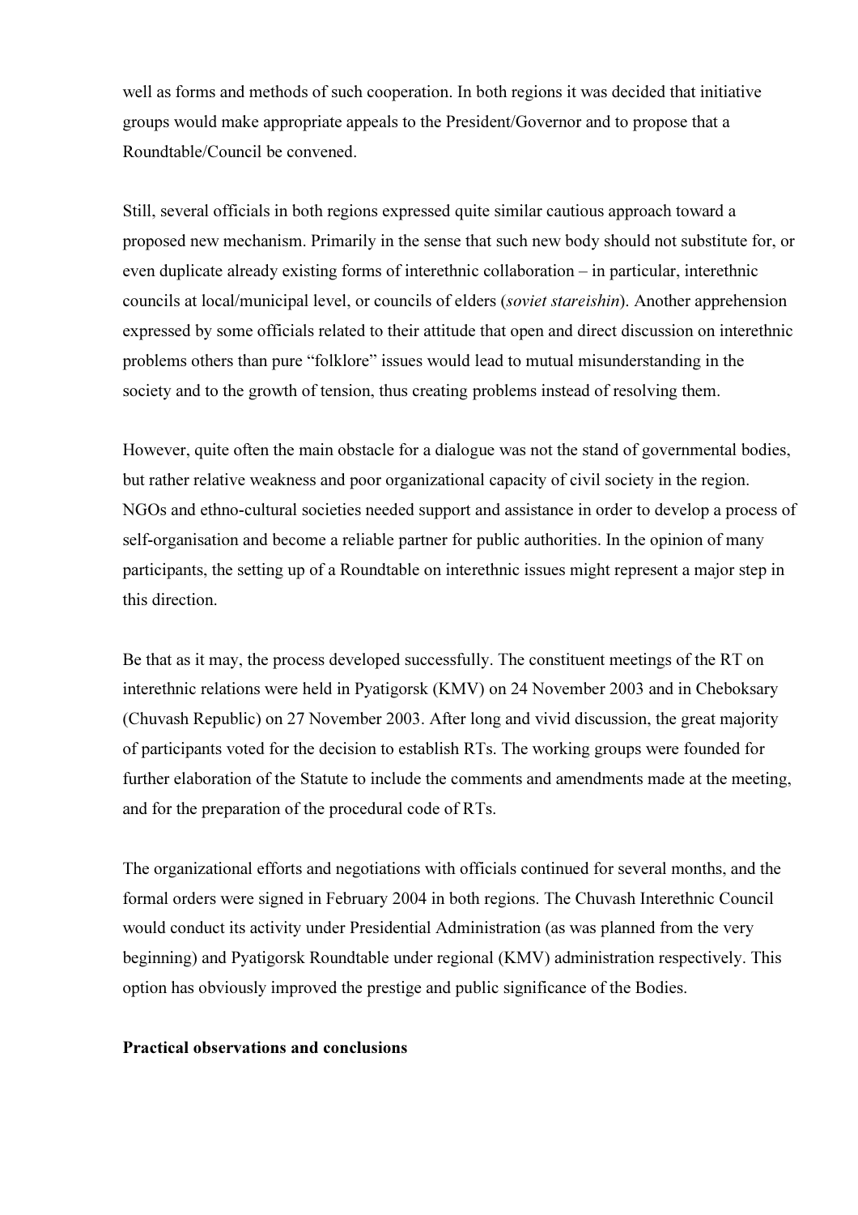well as forms and methods of such cooperation. In both regions it was decided that initiative groups would make appropriate appeals to the President/Governor and to propose that a Roundtable/Council be convened.

Still, several officials in both regions expressed quite similar cautious approach toward a proposed new mechanism. Primarily in the sense that such new body should not substitute for, or even duplicate already existing forms of interethnic collaboration – in particular, interethnic councils at local/municipal level, or councils of elders (*soviet stareishin*). Another apprehension expressed by some officials related to their attitude that open and direct discussion on interethnic problems others than pure "folklore" issues would lead to mutual misunderstanding in the society and to the growth of tension, thus creating problems instead of resolving them.

However, quite often the main obstacle for a dialogue was not the stand of governmental bodies, but rather relative weakness and poor organizational capacity of civil society in the region. NGOs and ethno-cultural societies needed support and assistance in order to develop a process of self-organisation and become a reliable partner for public authorities. In the opinion of many participants, the setting up of a Roundtable on interethnic issues might represent a major step in this direction.

Be that as it may, the process developed successfully. The constituent meetings of the RT on interethnic relations were held in Pyatigorsk (KMV) on 24 November 2003 and in Cheboksary (Chuvash Republic) on 27 November 2003. After long and vivid discussion, the great majority of participants voted for the decision to establish RTs. The working groups were founded for further elaboration of the Statute to include the comments and amendments made at the meeting, and for the preparation of the procedural code of RTs.

The organizational efforts and negotiations with officials continued for several months, and the formal orders were signed in February 2004 in both regions. The Chuvash Interethnic Council would conduct its activity under Presidential Administration (as was planned from the very beginning) and Pyatigorsk Roundtable under regional (KMV) administration respectively. This option has obviously improved the prestige and public significance of the Bodies.

**Practical observations and conclusions**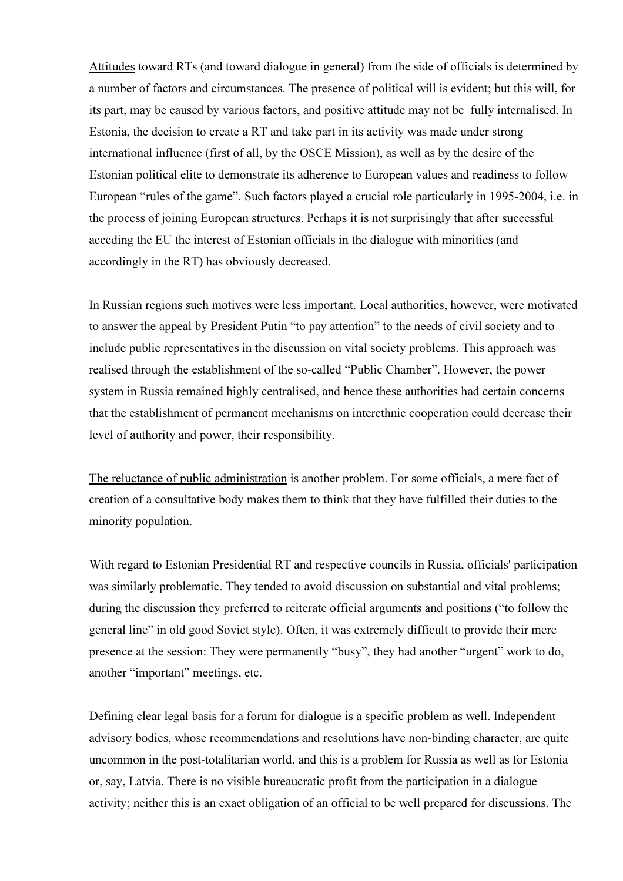<u>Attitudes</u> toward RTs (and toward dialogue in general) from the side of officials is determined by a number of factors and circumstances. The presence of political will is evident; but this will, for its part, may be caused by various factors, and positive attitude may not be fully internalised. In Estonia, the decision to create a RT and take part in its activity was made under strong international influence (first of all, by the OSCE Mission), as well as by the desire of the Estonian political elite to demonstrate its adherence to European values and readiness to follow European "rules of the game". Such factors played a crucial role particularly in 1995-2004, i.e. in the process of joining European structures. Perhaps it is not surprisingly that after successful acceding the EU the interest of Estonian officials in the dialogue with minorities (and accordingly in the RT) has obviously decreased.

In Russian regions such motives were less important. Local authorities, however, were motivated to answer the appeal by President Putin "to pay attention" to the needs of civil society and to include public representatives in the discussion on vital society problems. This approach was realised through the establishment of the so-called "Public Chamber". However, the power system in Russia remained highly centralised, and hence these authorities had certain concerns that the establishment of permanent mechanisms on interethnic cooperation could decrease their level of authority and power, their responsibility.

<u>The reluctance of public administration</u> is another problem. For some officials, a mere fact of creation of a consultative body makes them to think that they have fulfilled their duties to the minority population.

With regard to Estonian Presidential RT and respective councils in Russia, officials' participation was similarly problematic. They tended to avoid discussion on substantial and vital problems; during the discussion they preferred to reiterate official arguments and positions ("to follow the general line" in old good Soviet style). Often, it was extremely difficult to provide their mere presence at the session: They were permanently "busy", they had another "urgent" work to do, another "important" meetings, etc.

Defining <u>clear legal basis</u> for a forum for dialogue is a specific problem as well. Independent advisory bodies, whose recommendations and resolutions have non-binding character, are quite uncommon in the post-totalitarian world, and this is a problem for Russia as well as for Estonia or, say, Latvia. There is no visible bureaucratic profit from the participation in a dialogue activity; neither this is an exact obligation of an official to be well prepared for discussions. The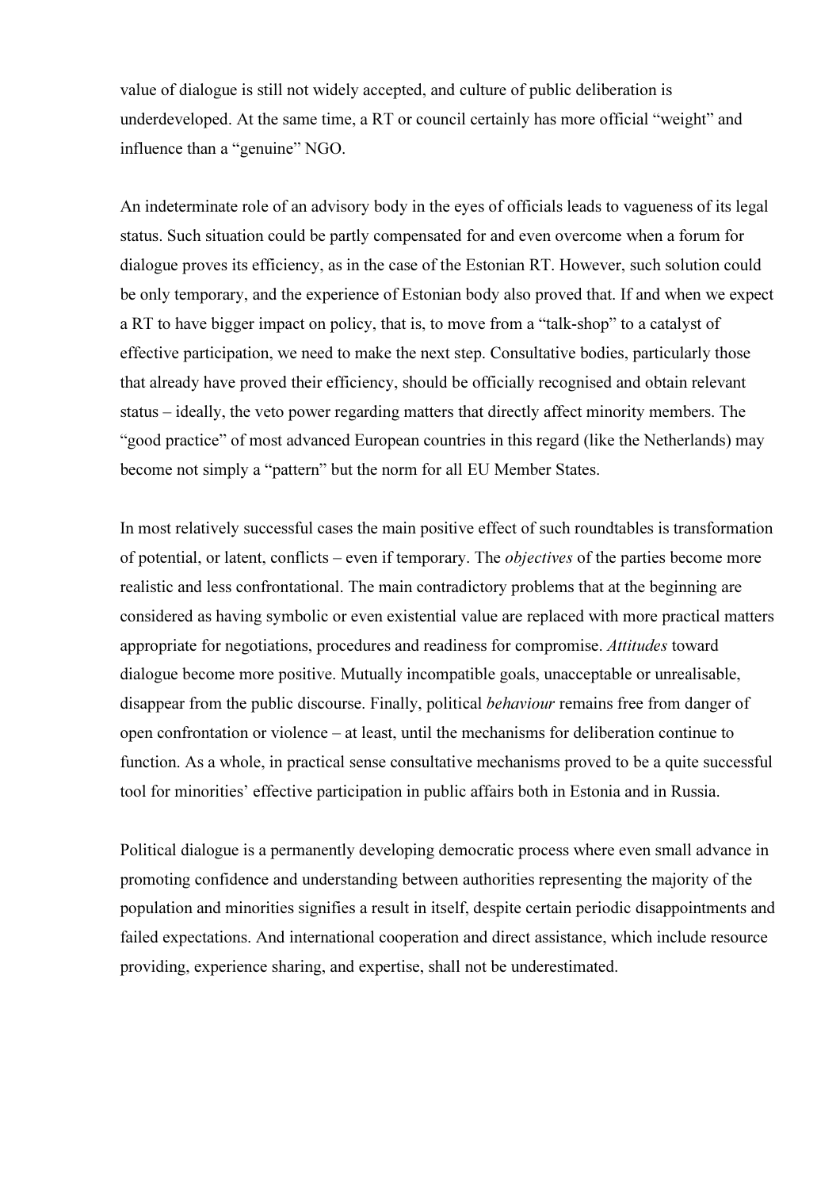value of dialogue is still not widely accepted, and culture of public deliberation is underdeveloped. At the same time, a RT or council certainly has more official "weight" and influence than a "genuine" NGO.

An indeterminate role of an advisory body in the eyes of officials leads to vagueness of its legal status. Such situation could be partly compensated for and even overcome when a forum for dialogue proves its efficiency, as in the case of the Estonian RT. However, such solution could be only temporary, and the experience of Estonian body also proved that. If and when we expect a RT to have bigger impact on policy, that is, to move from a "talk-shop" to a catalyst of effective participation, we need to make the next step. Consultative bodies, particularly those that already have proved their efficiency, should be officially recognised and obtain relevant status – ideally, the veto power regarding matters that directly affect minority members. The "good practice" of most advanced European countries in this regard (like the Netherlands) may become not simply a "pattern" but the norm for all EU Member States.

In most relatively successful cases the main positive effect of such roundtables is transformation of potential, or latent, conflicts – even if temporary. The *objectives* of the parties become more realistic and less confrontational. The main contradictory problems that at the beginning are considered as having symbolic or even existential value are replaced with more practical matters appropriate for negotiations, procedures and readiness for compromise. *Attitudes* toward dialogue become more positive. Mutually incompatible goals, unacceptable or unrealisable, disappear from the public discourse. Finally, political *behaviour* remains free from danger of open confrontation or violence – at least, until the mechanisms for deliberation continue to function. As a whole, in practical sense consultative mechanisms proved to be a quite successful tool for minorities' effective participation in public affairs both in Estonia and in Russia.

Political dialogue is a permanently developing democratic process where even small advance in promoting confidence and understanding between authorities representing the majority of the population and minorities signifies a result in itself, despite certain periodic disappointments and failed expectations. And international cooperation and direct assistance, which include resource providing, experience sharing, and expertise, shall not be underestimated.